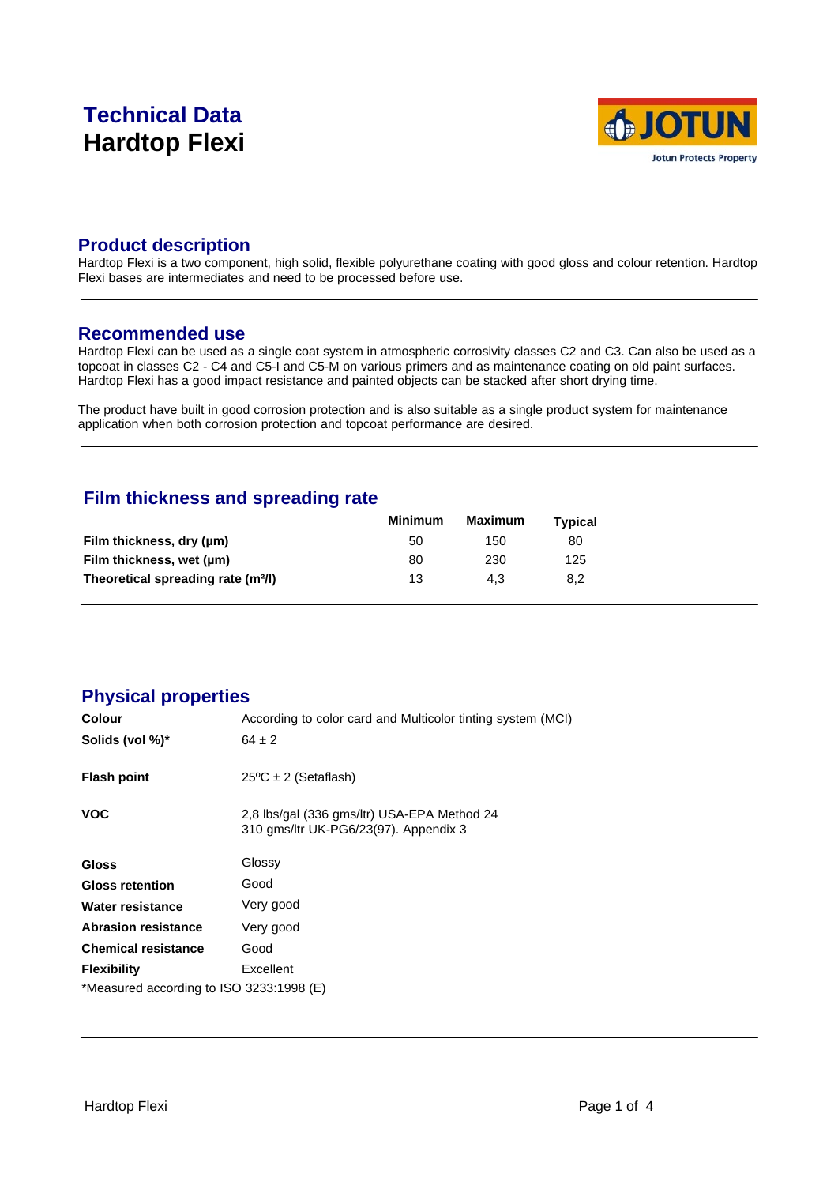# Technical Data
# Hardtop Flexi

## Product description

Hardtop Flexi is a two component, high solid, flexible polyurethane coating with good gloss and colour retention. Hardtop Flexi bases are intermediates and need to be processed before use.

## Recommended use

Hardtop Flexi can be used as a single coat system in atmospheric corrosivity classes C2 and C3. Can also be used as a topcoat in classes C2 - C4 and C5-I and C5-M on various primers and as maintenance coating on old paint surfaces. Hardtop Flexi has a good impact resistance and painted objects can be stacked after short drying time.

The product have built in good corrosion protection and is also suitable as a single product system for maintenance application when both corrosion protection and topcoat performance are desired.

## Film thickness and spreading rate

| | Minimum | Maximum | Typical |
|---|---|---|---|
| **Film thickness, dry (µm)** | 50 | 150 | 80 |
| **Film thickness, wet (µm)** | 80 | 230 | 125 |
| **Theoretical spreading rate (m²/l)** | 13 | 4,3 | 8,2 |

## Physical properties

| | |
|---|---|
| **Colour** | According to color card and Multicolor tinting system (MCI) |
| **Solids (vol %)*** | 64 ± 2 |
| **Flash point** | 25ºC ± 2 (Setaflash) |
| **VOC** | 2,8 lbs/gal (336 gms/ltr) USA-EPA Method 24<br>310 gms/ltr UK-PG6/23(97). Appendix 3 |
| **Gloss** | Glossy |
| **Gloss retention** | Good |
| **Water resistance** | Very good |
| **Abrasion resistance** | Very good |
| **Chemical resistance** | Good |
| **Flexibility** | Excellent |

*Measured according to ISO 3233:1998 (E)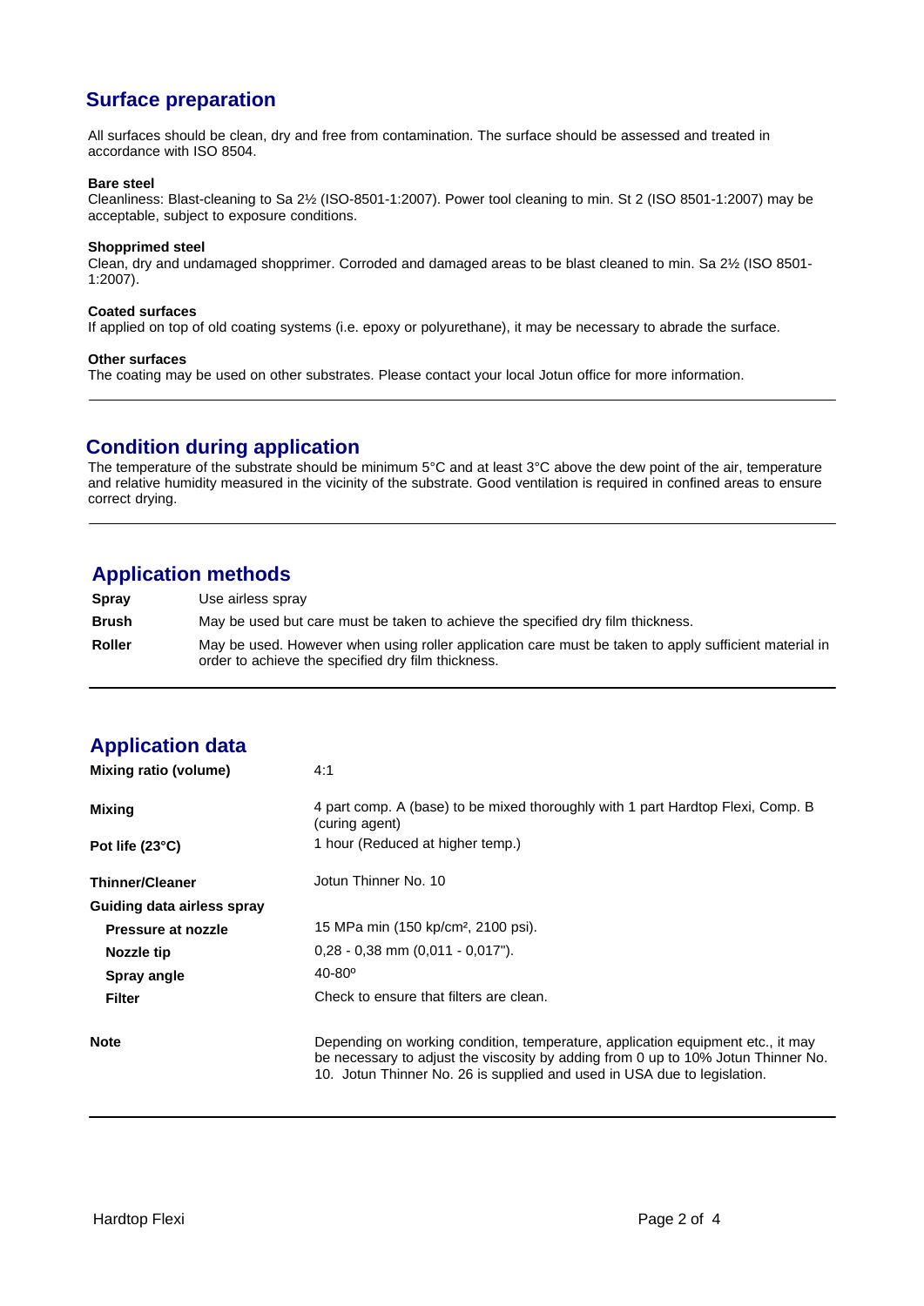## Surface preparation

All surfaces should be clean, dry and free from contamination. The surface should be assessed and treated in accordance with ISO 8504.

**Bare steel**
Cleanliness: Blast-cleaning to Sa 2½ (ISO-8501-1:2007). Power tool cleaning to min. St 2 (ISO 8501-1:2007) may be acceptable, subject to exposure conditions.

**Shopprimed steel**
Clean, dry and undamaged shopprimer. Corroded and damaged areas to be blast cleaned to min. Sa 2½ (ISO 8501-1:2007).

**Coated surfaces**
If applied on top of old coating systems (i.e. epoxy or polyurethane), it may be necessary to abrade the surface.

**Other surfaces**
The coating may be used on other substrates. Please contact your local Jotun office for more information.

---

## Condition during application

The temperature of the substrate should be minimum 5°C and at least 3°C above the dew point of the air, temperature and relative humidity measured in the vicinity of the substrate. Good ventilation is required in confined areas to ensure correct drying.

---

## Application methods

| | |
|---|---|
| **Spray** | Use airless spray |
| **Brush** | May be used but care must be taken to achieve the specified dry film thickness. |
| **Roller** | May be used. However when using roller application care must be taken to apply sufficient material in order to achieve the specified dry film thickness. |

---

## Application data

| | |
|---|---|
| **Mixing ratio (volume)** | 4:1 |
| **Mixing** | 4 part comp. A (base) to be mixed thoroughly with 1 part Hardtop Flexi, Comp. B (curing agent) |
| **Pot life (23°C)** | 1 hour (Reduced at higher temp.) |
| **Thinner/Cleaner** | Jotun Thinner No. 10 |
| **Guiding data airless spray** | |
| **Pressure at nozzle** | 15 MPa min (150 kp/cm², 2100 psi). |
| **Nozzle tip** | 0,28 - 0,38 mm (0,011 - 0,017"). |
| **Spray angle** | 40-80º |
| **Filter** | Check to ensure that filters are clean. |
| **Note** | Depending on working condition, temperature, application equipment etc., it may be necessary to adjust the viscosity by adding from 0 up to 10% Jotun Thinner No. 10. Jotun Thinner No. 26 is supplied and used in USA due to legislation. |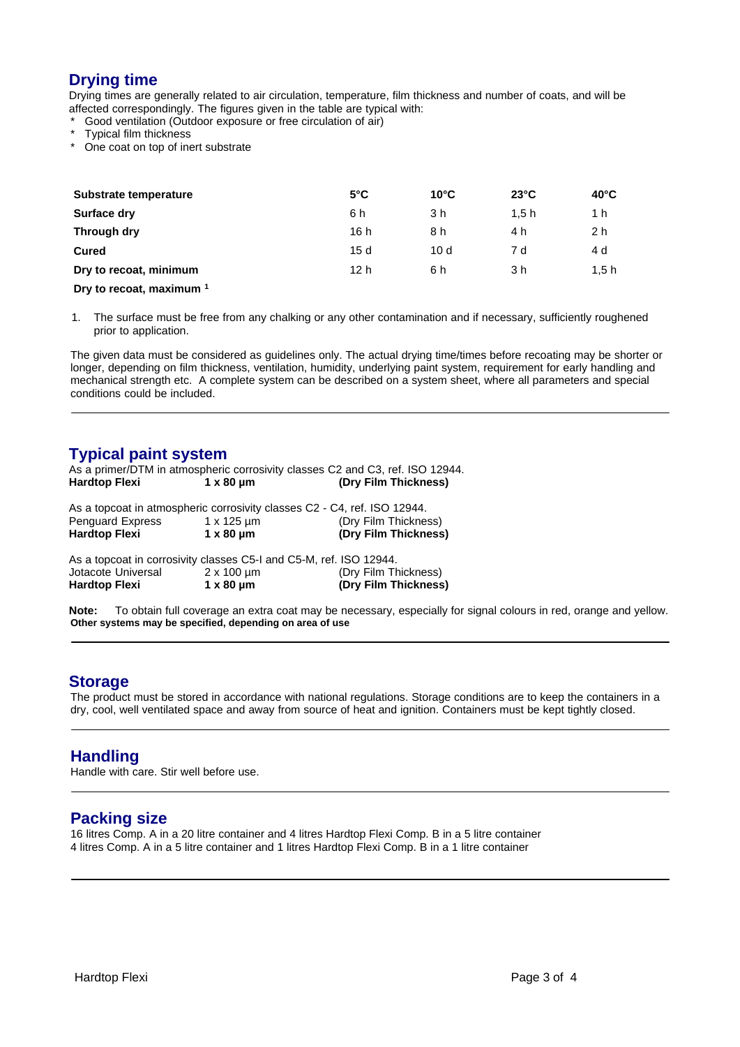## Drying time

Drying times are generally related to air circulation, temperature, film thickness and number of coats, and will be affected correspondingly. The figures given in the table are typical with:

- Good ventilation (Outdoor exposure or free circulation of air)
- Typical film thickness
- One coat on top of inert substrate

| Substrate temperature | 5°C | 10°C | 23°C | 40°C |
|---|---|---|---|---|
| Surface dry | 6 h | 3 h | 1,5 h | 1 h |
| Through dry | 16 h | 8 h | 4 h | 2 h |
| Cured | 15 d | 10 d | 7 d | 4 d |
| Dry to recoat, minimum | 12 h | 6 h | 3 h | 1,5 h |
| Dry to recoat, maximum [1] | | | | |

1. The surface must be free from any chalking or any other contamination and if necessary, sufficiently roughened prior to application.

The given data must be considered as guidelines only. The actual drying time/times before recoating may be shorter or longer, depending on film thickness, ventilation, humidity, underlying paint system, requirement for early handling and mechanical strength etc. A complete system can be described on a system sheet, where all parameters and special conditions could be included.

## Typical paint system

As a primer/DTM in atmospheric corrosivity classes C2 and C3, ref. ISO 12944.

| | | |
|---|---|---|
| **Hardtop Flexi** | **1 x 80 µm** | **(Dry Film Thickness)** |

As a topcoat in atmospheric corrosivity classes C2 - C4, ref. ISO 12944.

| | | |
|---|---|---|
| Penguard Express | 1 x 125 µm | (Dry Film Thickness) |
| **Hardtop Flexi** | **1 x 80 µm** | **(Dry Film Thickness)** |

As a topcoat in corrosivity classes C5-I and C5-M, ref. ISO 12944.

| | | |
|---|---|---|
| Jotacote Universal | 2 x 100 µm | (Dry Film Thickness) |
| **Hardtop Flexi** | **1 x 80 µm** | **(Dry Film Thickness)** |

**Note:** To obtain full coverage an extra coat may be necessary, especially for signal colours in red, orange and yellow.
**Other systems may be specified, depending on area of use**

## Storage

The product must be stored in accordance with national regulations. Storage conditions are to keep the containers in a dry, cool, well ventilated space and away from source of heat and ignition. Containers must be kept tightly closed.

## Handling

Handle with care. Stir well before use.

## Packing size

16 litres Comp. A in a 20 litre container and 4 litres Hardtop Flexi Comp. B in a 5 litre container
4 litres Comp. A in a 5 litre container and 1 litres Hardtop Flexi Comp. B in a 1 litre container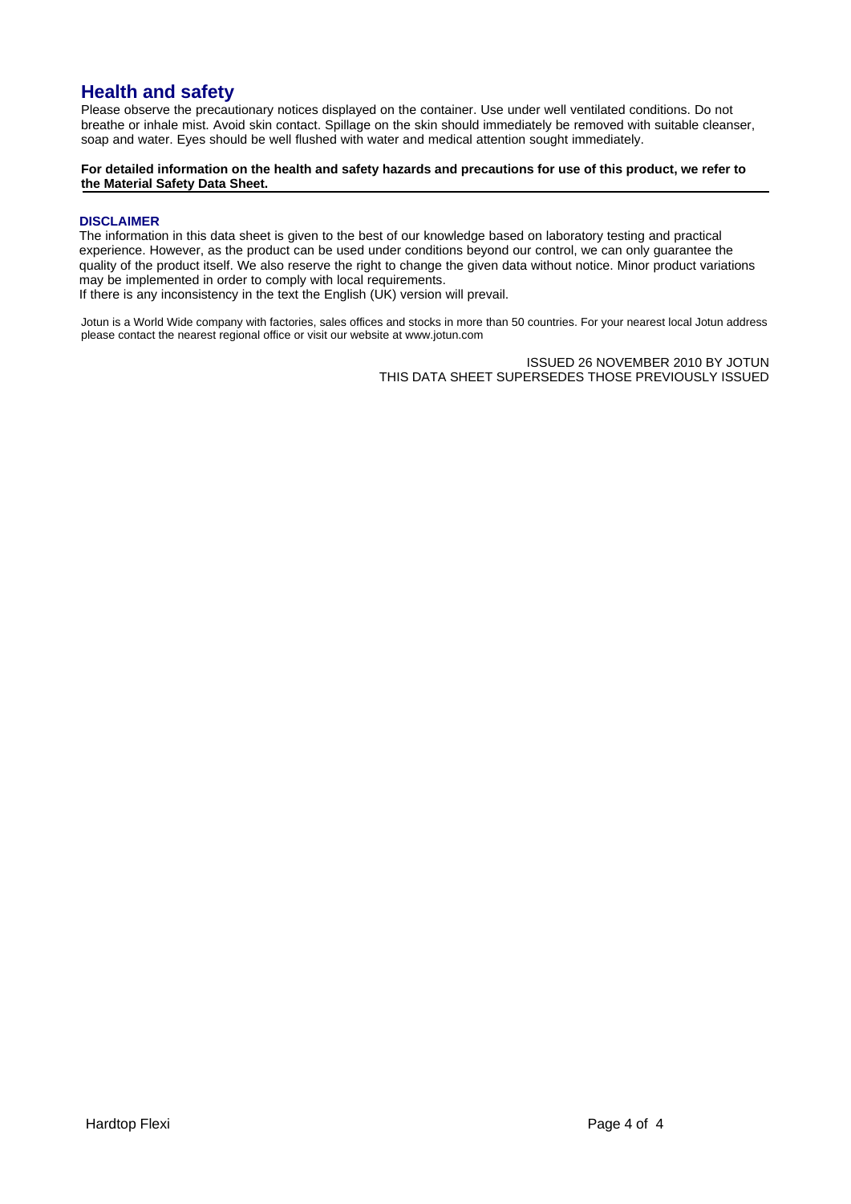## Health and safety

Please observe the precautionary notices displayed on the container. Use under well ventilated conditions. Do not breathe or inhale mist. Avoid skin contact. Spillage on the skin should immediately be removed with suitable cleanser, soap and water. Eyes should be well flushed with water and medical attention sought immediately.

**For detailed information on the health and safety hazards and precautions for use of this product, we refer to the Material Safety Data Sheet.**

### DISCLAIMER

The information in this data sheet is given to the best of our knowledge based on laboratory testing and practical experience. However, as the product can be used under conditions beyond our control, we can only guarantee the quality of the product itself. We also reserve the right to change the given data without notice. Minor product variations may be implemented in order to comply with local requirements.
If there is any inconsistency in the text the English (UK) version will prevail.

Jotun is a World Wide company with factories, sales offices and stocks in more than 50 countries. For your nearest local Jotun address please contact the nearest regional office or visit our website at www.jotun.com

ISSUED 26 NOVEMBER 2010 BY JOTUN
THIS DATA SHEET SUPERSEDES THOSE PREVIOUSLY ISSUED